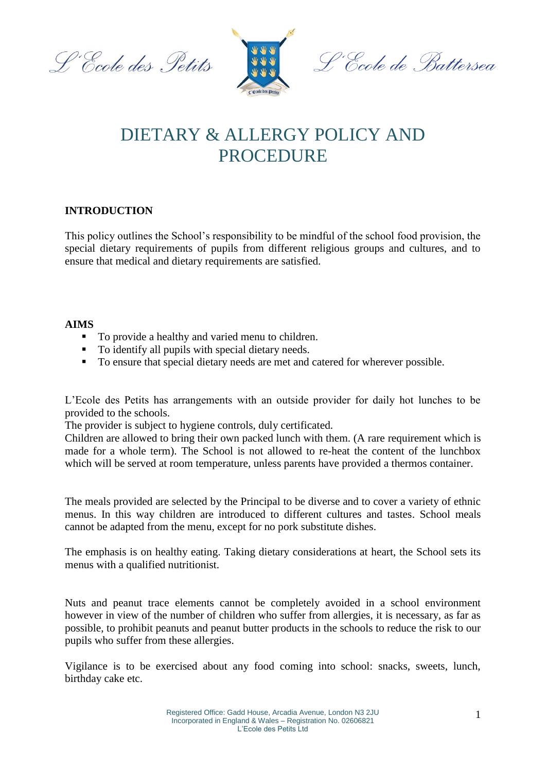# DIETARY & ALLERGY POLICY AND PROCEDURE

## INTRODUCTION

This policy outlines the School's responsibility to be mindful of the school food provision, the special dietary requirements of pupils from different religious groups and cultures, and to ensure that medical and dietary requirements are satisfied.

## AIMS

- To provide a healthy and varied menu to children.
- To identify all pupils with special dietary needs.
- To ensure that special dietary needs are met and catered for wherever possible.

L'Ecole des Petits has arrangements with an outside provider for daily hot lunches to be provided to the schools.
The provider is subject to hygiene controls, duly certificated.
Children are allowed to bring their own packed lunch with them. (A rare requirement which is made for a whole term). The School is not allowed to re-heat the content of the lunchbox which will be served at room temperature, unless parents have provided a thermos container.

The meals provided are selected by the Principal to be diverse and to cover a variety of ethnic menus. In this way children are introduced to different cultures and tastes. School meals cannot be adapted from the menu, except for no pork substitute dishes.

The emphasis is on healthy eating. Taking dietary considerations at heart, the School sets its menus with a qualified nutritionist.

Nuts and peanut trace elements cannot be completely avoided in a school environment however in view of the number of children who suffer from allergies, it is necessary, as far as possible, to prohibit peanuts and peanut butter products in the schools to reduce the risk to our pupils who suffer from these allergies.

Vigilance is to be exercised about any food coming into school: snacks, sweets, lunch, birthday cake etc.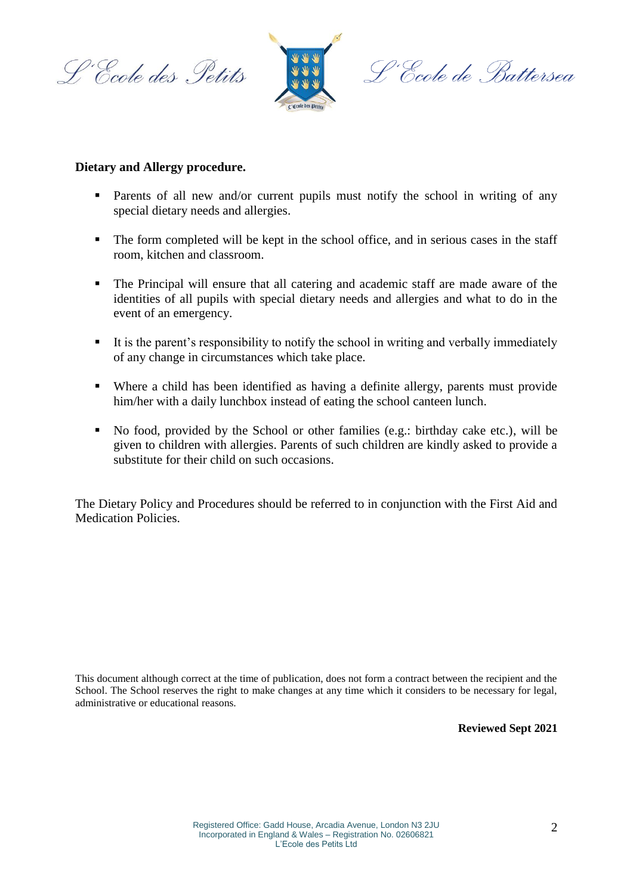**Dietary and Allergy procedure.**

- Parents of all new and/or current pupils must notify the school in writing of any special dietary needs and allergies.
- The form completed will be kept in the school office, and in serious cases in the staff room, kitchen and classroom.
- The Principal will ensure that all catering and academic staff are made aware of the identities of all pupils with special dietary needs and allergies and what to do in the event of an emergency.
- It is the parent's responsibility to notify the school in writing and verbally immediately of any change in circumstances which take place.
- Where a child has been identified as having a definite allergy, parents must provide him/her with a daily lunchbox instead of eating the school canteen lunch.
- No food, provided by the School or other families (e.g.: birthday cake etc.), will be given to children with allergies. Parents of such children are kindly asked to provide a substitute for their child on such occasions.

The Dietary Policy and Procedures should be referred to in conjunction with the First Aid and Medication Policies.

This document although correct at the time of publication, does not form a contract between the recipient and the School. The School reserves the right to make changes at any time which it considers to be necessary for legal, administrative or educational reasons.

**Reviewed Sept 2021**